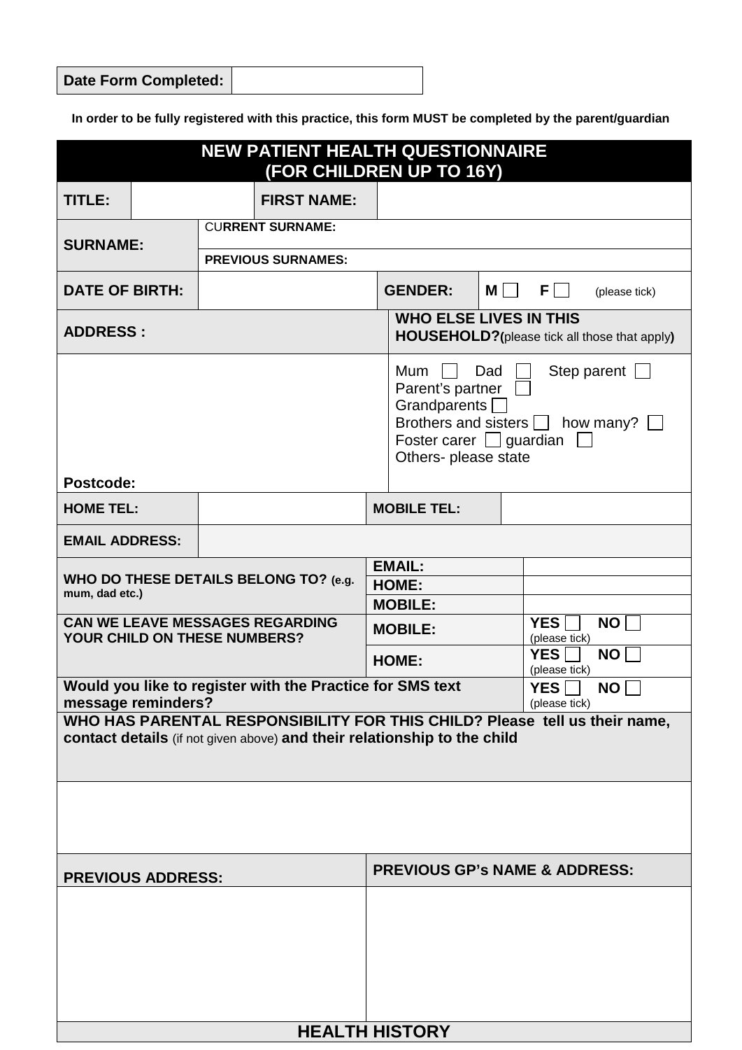| Date Form Completed: | |
|---|---|

**In order to be fully registered with this practice, this form MUST be completed by the parent/guardian**

# NEW PATIENT HEALTH QUESTIONNAIRE (FOR CHILDREN UP TO 16Y)

| TITLE: | | FIRST NAME: | |
|---|---|---|---|
| SURNAME: | CURRENT SURNAME: | | |
| | PREVIOUS SURNAMES: | | |
| DATE OF BIRTH: | | GENDER: | M ☐ F ☐ (please tick) |

| ADDRESS : | WHO ELSE LIVES IN THIS HOUSEHOLD?(please tick all those that apply) |
|---|---|
| Postcode: | Mum ☐ Dad ☐ Step parent ☐<br>Parent's partner ☐<br>Grandparents ☐<br>Brothers and sisters ☐ how many? ☐<br>Foster carer ☐ guardian ☐<br>Others- please state |

| HOME TEL: | | MOBILE TEL: | |
|---|---|---|---|
| EMAIL ADDRESS: | | | |

| WHO DO THESE DETAILS BELONG TO? (e.g. mum, dad etc.) | EMAIL: | |
|---|---|---|
| | HOME: | |
| | MOBILE: | |
| CAN WE LEAVE MESSAGES REGARDING YOUR CHILD ON THESE NUMBERS? | MOBILE: | YES ☐ NO ☐ (please tick) |
| | HOME: | YES ☐ NO ☐ (please tick) |
| Would you like to register with the Practice for SMS text message reminders? | | YES ☐ NO ☐ (please tick) |

**WHO HAS PARENTAL RESPONSIBILITY FOR THIS CHILD? Please tell us their name, contact details** (if not given above) **and their relationship to the child**

| PREVIOUS ADDRESS: | PREVIOUS GP's NAME & ADDRESS: |
|---|---|
| | |

## HEALTH HISTORY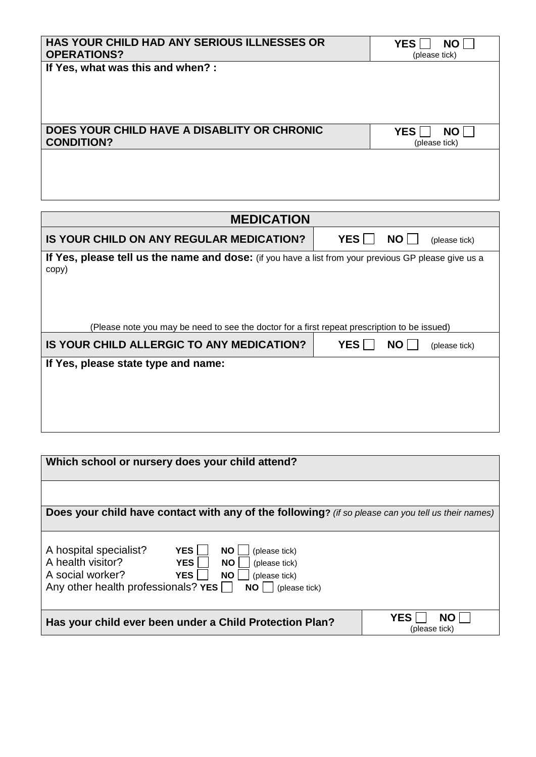| HAS YOUR CHILD HAD ANY SERIOUS ILLNESSES OR OPERATIONS? | YES ☐ NO ☐ (please tick) |
|---|---|
| **If Yes, what was this and when? :** | |

| DOES YOUR CHILD HAVE A DISABLITY OR CHRONIC CONDITION? | YES ☐ NO ☐ (please tick) |
|---|---|
| | |

| MEDICATION | |
|---|---|
| **IS YOUR CHILD ON ANY REGULAR MEDICATION?** | YES ☐ NO ☐ (please tick) |
| **If Yes, please tell us the name and dose:** (if you have a list from your previous GP please give us a copy)<br><br>(Please note you may be need to see the doctor for a first repeat prescription to be issued) | |
| **IS YOUR CHILD ALLERGIC TO ANY MEDICATION?** | YES ☐ NO ☐ (please tick) |
| **If Yes, please state type and name:** | |

| Which school or nursery does your child attend? | |
|---|---|
| | |
| **Does your child have contact with any of the following?** *(if so please can you tell us their names)* | |
| A hospital specialist? YES ☐ NO ☐ (please tick)<br>A health visitor? YES ☐ NO ☐ (please tick)<br>A social worker? YES ☐ NO ☐ (please tick)<br>Any other health professionals? YES ☐ NO ☐ (please tick) | |
| **Has your child ever been under a Child Protection Plan?** | YES ☐ NO ☐ (please tick) |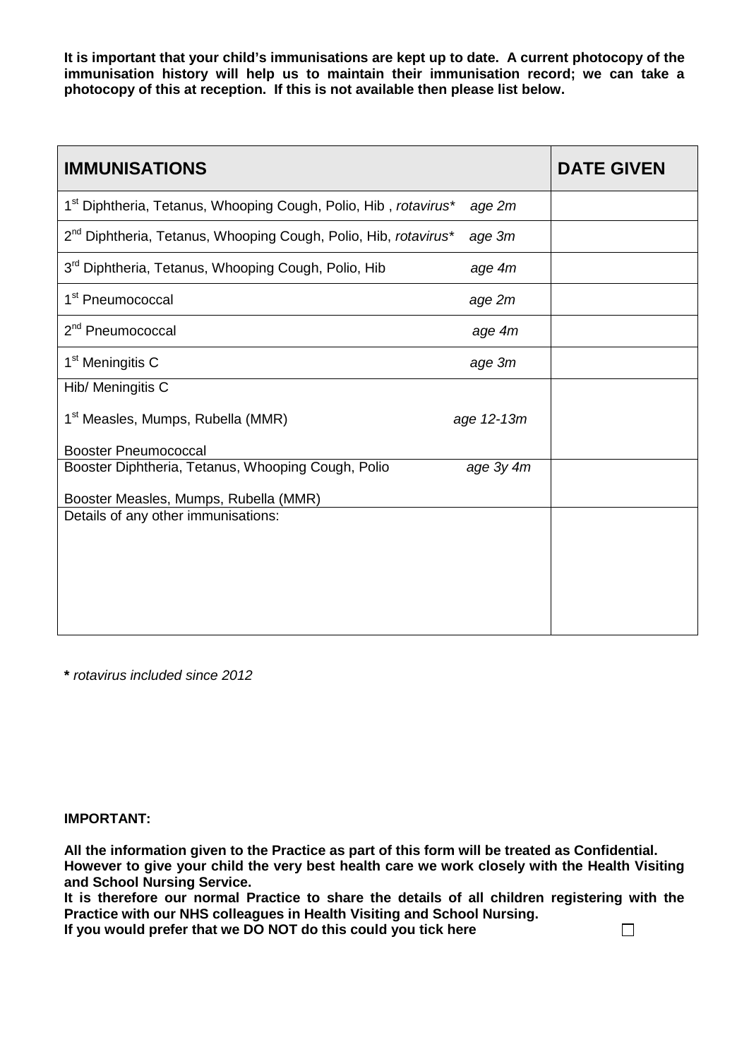**It is important that your child's immunisations are kept up to date. A current photocopy of the immunisation history will help us to maintain their immunisation record; we can take a photocopy of this at reception. If this is not available then please list below.**

| **IMMUNISATIONS** | | **DATE GIVEN** |
|---|---|---|
| 1st Diphtheria, Tetanus, Whooping Cough, Polio, Hib , *rotavirus** | *age 2m* | |
| 2nd Diphtheria, Tetanus, Whooping Cough, Polio, Hib, *rotavirus** | *age 3m* | |
| 3rd Diphtheria, Tetanus, Whooping Cough, Polio, Hib | *age 4m* | |
| 1st Pneumococcal | *age 2m* | |
| 2nd Pneumococcal | *age 4m* | |
| 1st Meningitis C | *age 3m* | |
| Hib/ Meningitis C<br><br>1st Measles, Mumps, Rubella (MMR)<br><br>Booster Pneumococcal | *age 12-13m* | |
| Booster Diphtheria, Tetanus, Whooping Cough, Polio<br><br>Booster Measles, Mumps, Rubella (MMR) | *age 3y 4m* | |
| Details of any other immunisations: | | |

**\*** *rotavirus included since 2012*

**IMPORTANT:**

**All the information given to the Practice as part of this form will be treated as Confidential. However to give your child the very best health care we work closely with the Health Visiting and School Nursing Service.**
**It is therefore our normal Practice to share the details of all children registering with the Practice with our NHS colleagues in Health Visiting and School Nursing.**
**If you would prefer that we DO NOT do this could you tick here** ☐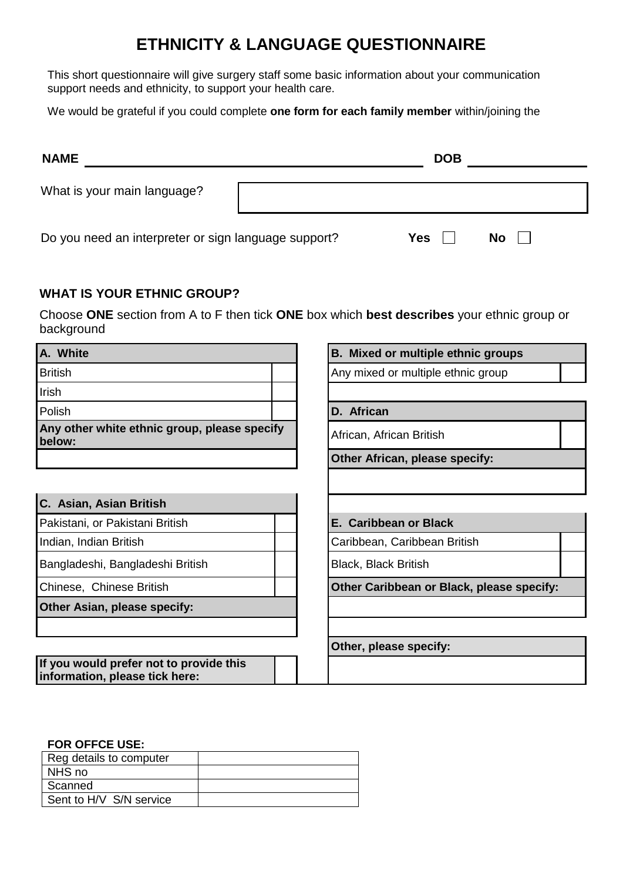# ETHNICITY & LANGUAGE QUESTIONNAIRE

This short questionnaire will give surgery staff some basic information about your communication support needs and ethnicity, to support your health care.

We would be grateful if you could complete **one form for each family member** within/joining the

**NAME** ______________________________ **DOB** ______________

What is your main language? [ ]

Do you need an interpreter or sign language support? **Yes** ☐ **No** ☐

**WHAT IS YOUR ETHNIC GROUP?**

Choose **ONE** section from A to F then tick **ONE** box which **best describes** your ethnic group or background

| **A. White** | |
|---|---|
| British | ☐ |
| Irish | ☐ |
| Polish | ☐ |
| **Any other white ethnic group, please specify below:** | |
| | |

| **B. Mixed or multiple ethnic groups** | |
|---|---|
| Any mixed or multiple ethnic group | ☐ |

| **C. Asian, Asian British** | |
|---|---|
| Pakistani, or Pakistani British | ☐ |
| Indian, Indian British | ☐ |
| Bangladeshi, Bangladeshi British | ☐ |
| Chinese, Chinese British | ☐ |
| **Other Asian, please specify:** | |
| | |

| **D. African** | |
|---|---|
| African, African British | ☐ |
| **Other African, please specify:** | |
| | |

| **E. Caribbean or Black** | |
|---|---|
| Caribbean, Caribbean British | ☐ |
| Black, Black British | ☐ |
| **Other Caribbean or Black, please specify:** | |
| | |

| **Other, please specify:** |
|---|
| |

| **If you would prefer not to provide this information, please tick here:** | ☐ |
|---|---|

**FOR OFFCE USE:**

| | |
|---|---|
| Reg details to computer | |
| NHS no | |
| Scanned | |
| Sent to H/V S/N service | |